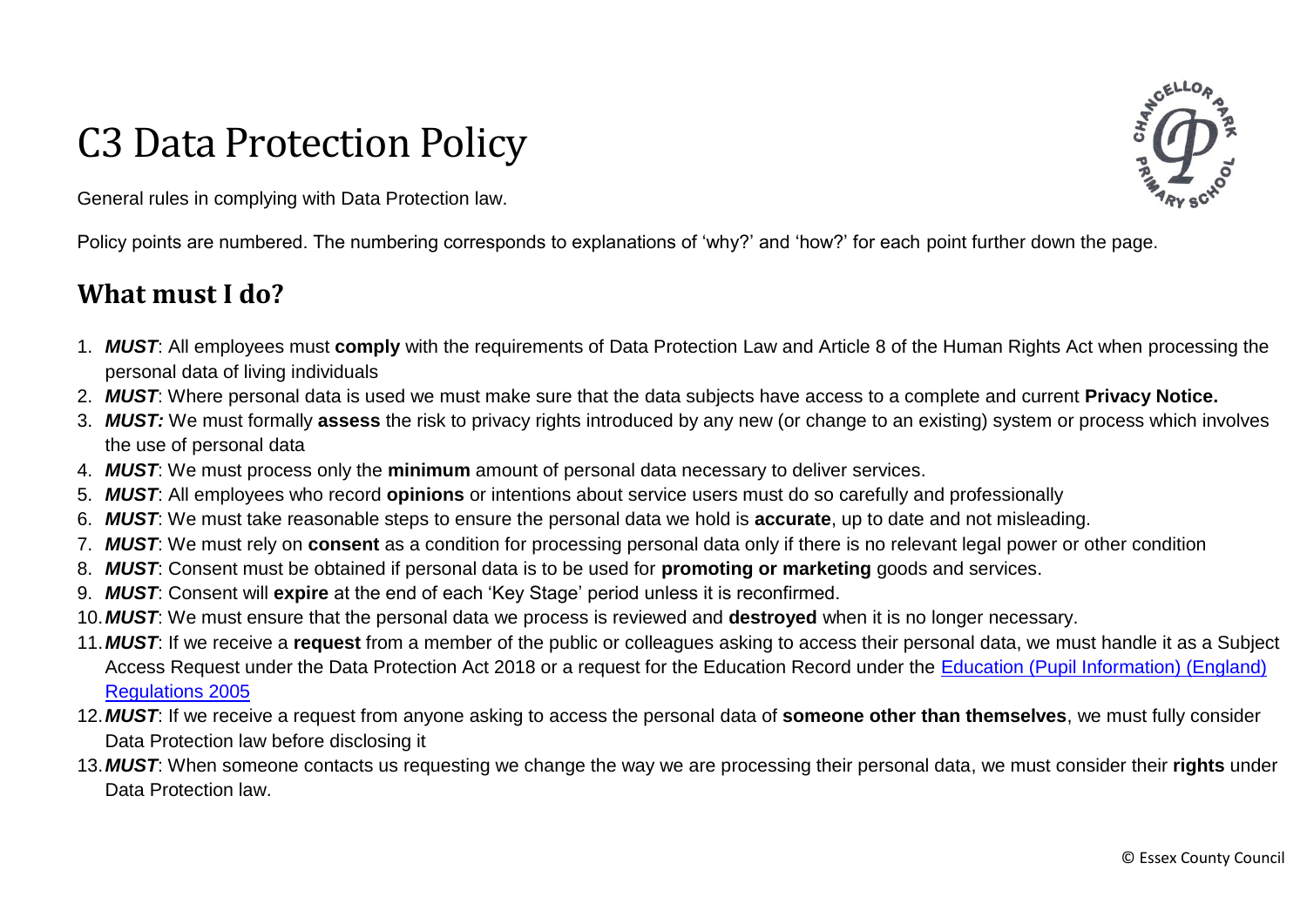# C3 Data Protection Policy

General rules in complying with Data Protection law.

Policy points are numbered. The numbering corresponds to explanations of 'why?' and 'how?' for each point further down the page.

## What must I do?

1. ***MUST***: All employees must **comply** with the requirements of Data Protection Law and Article 8 of the Human Rights Act when processing the personal data of living individuals
2. ***MUST***: Where personal data is used we must make sure that the data subjects have access to a complete and current **Privacy Notice.**
3. ***MUST:*** We must formally **assess** the risk to privacy rights introduced by any new (or change to an existing) system or process which involves the use of personal data
4. ***MUST***: We must process only the **minimum** amount of personal data necessary to deliver services.
5. ***MUST***: All employees who record **opinions** or intentions about service users must do so carefully and professionally
6. ***MUST***: We must take reasonable steps to ensure the personal data we hold is **accurate**, up to date and not misleading.
7. ***MUST***: We must rely on **consent** as a condition for processing personal data only if there is no relevant legal power or other condition
8. ***MUST***: Consent must be obtained if personal data is to be used for **promoting or marketing** goods and services.
9. ***MUST***: Consent will **expire** at the end of each 'Key Stage' period unless it is reconfirmed.
10. ***MUST***: We must ensure that the personal data we process is reviewed and **destroyed** when it is no longer necessary.
11. ***MUST***: If we receive a **request** from a member of the public or colleagues asking to access their personal data, we must handle it as a Subject Access Request under the Data Protection Act 2018 or a request for the Education Record under the Education (Pupil Information) (England) Regulations 2005
12. ***MUST***: If we receive a request from anyone asking to access the personal data of **someone other than themselves**, we must fully consider Data Protection law before disclosing it
13. ***MUST***: When someone contacts us requesting we change the way we are processing their personal data, we must consider their **rights** under Data Protection law.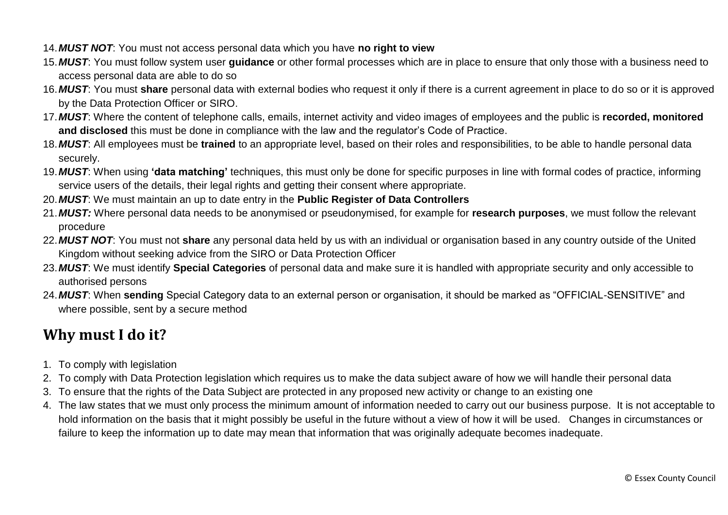14. ***MUST NOT***: You must not access personal data which you have **no right to view**
15. ***MUST***: You must follow system user **guidance** or other formal processes which are in place to ensure that only those with a business need to access personal data are able to do so
16. ***MUST***: You must **share** personal data with external bodies who request it only if there is a current agreement in place to do so or it is approved by the Data Protection Officer or SIRO.
17. ***MUST***: Where the content of telephone calls, emails, internet activity and video images of employees and the public is **recorded, monitored and disclosed** this must be done in compliance with the law and the regulator's Code of Practice.
18. ***MUST***: All employees must be **trained** to an appropriate level, based on their roles and responsibilities, to be able to handle personal data securely.
19. ***MUST***: When using **'data matching'** techniques, this must only be done for specific purposes in line with formal codes of practice, informing service users of the details, their legal rights and getting their consent where appropriate.
20. ***MUST***: We must maintain an up to date entry in the **Public Register of Data Controllers**
21. ***MUST:*** Where personal data needs to be anonymised or pseudonymised, for example for **research purposes**, we must follow the relevant procedure
22. ***MUST NOT***: You must not **share** any personal data held by us with an individual or organisation based in any country outside of the United Kingdom without seeking advice from the SIRO or Data Protection Officer
23. ***MUST***: We must identify **Special Categories** of personal data and make sure it is handled with appropriate security and only accessible to authorised persons
24. ***MUST***: When **sending** Special Category data to an external person or organisation, it should be marked as "OFFICIAL-SENSITIVE" and where possible, sent by a secure method

## Why must I do it?

1. To comply with legislation
2. To comply with Data Protection legislation which requires us to make the data subject aware of how we will handle their personal data
3. To ensure that the rights of the Data Subject are protected in any proposed new activity or change to an existing one
4. The law states that we must only process the minimum amount of information needed to carry out our business purpose. It is not acceptable to hold information on the basis that it might possibly be useful in the future without a view of how it will be used. Changes in circumstances or failure to keep the information up to date may mean that information that was originally adequate becomes inadequate.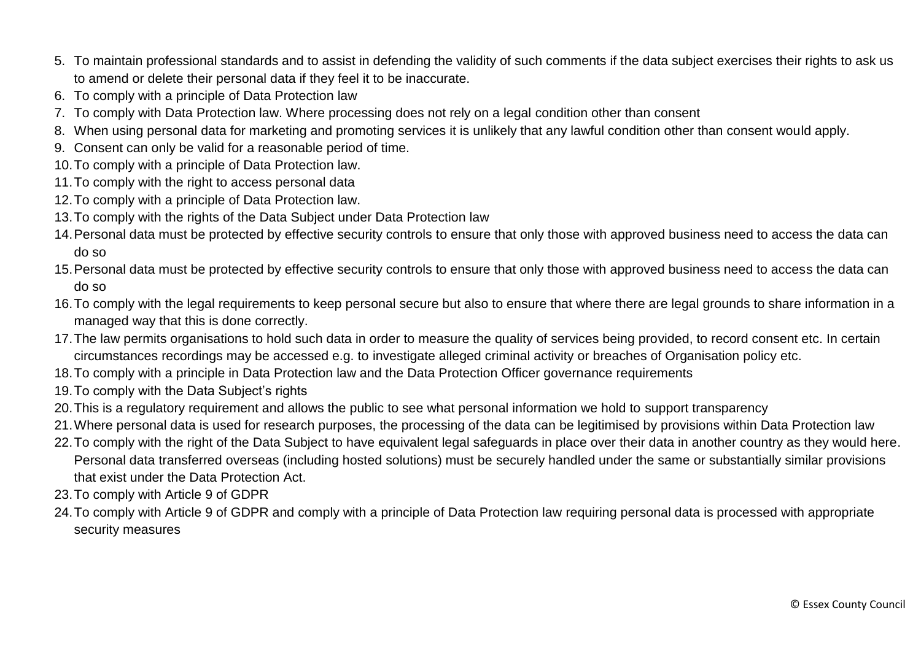5. To maintain professional standards and to assist in defending the validity of such comments if the data subject exercises their rights to ask us to amend or delete their personal data if they feel it to be inaccurate.
6. To comply with a principle of Data Protection law
7. To comply with Data Protection law. Where processing does not rely on a legal condition other than consent
8. When using personal data for marketing and promoting services it is unlikely that any lawful condition other than consent would apply.
9. Consent can only be valid for a reasonable period of time.
10. To comply with a principle of Data Protection law.
11. To comply with the right to access personal data
12. To comply with a principle of Data Protection law.
13. To comply with the rights of the Data Subject under Data Protection law
14. Personal data must be protected by effective security controls to ensure that only those with approved business need to access the data can do so
15. Personal data must be protected by effective security controls to ensure that only those with approved business need to access the data can do so
16. To comply with the legal requirements to keep personal secure but also to ensure that where there are legal grounds to share information in a managed way that this is done correctly.
17. The law permits organisations to hold such data in order to measure the quality of services being provided, to record consent etc. In certain circumstances recordings may be accessed e.g. to investigate alleged criminal activity or breaches of Organisation policy etc.
18. To comply with a principle in Data Protection law and the Data Protection Officer governance requirements
19. To comply with the Data Subject's rights
20. This is a regulatory requirement and allows the public to see what personal information we hold to support transparency
21. Where personal data is used for research purposes, the processing of the data can be legitimised by provisions within Data Protection law
22. To comply with the right of the Data Subject to have equivalent legal safeguards in place over their data in another country as they would here. Personal data transferred overseas (including hosted solutions) must be securely handled under the same or substantially similar provisions that exist under the Data Protection Act.
23. To comply with Article 9 of GDPR
24. To comply with Article 9 of GDPR and comply with a principle of Data Protection law requiring personal data is processed with appropriate security measures

© Essex County Council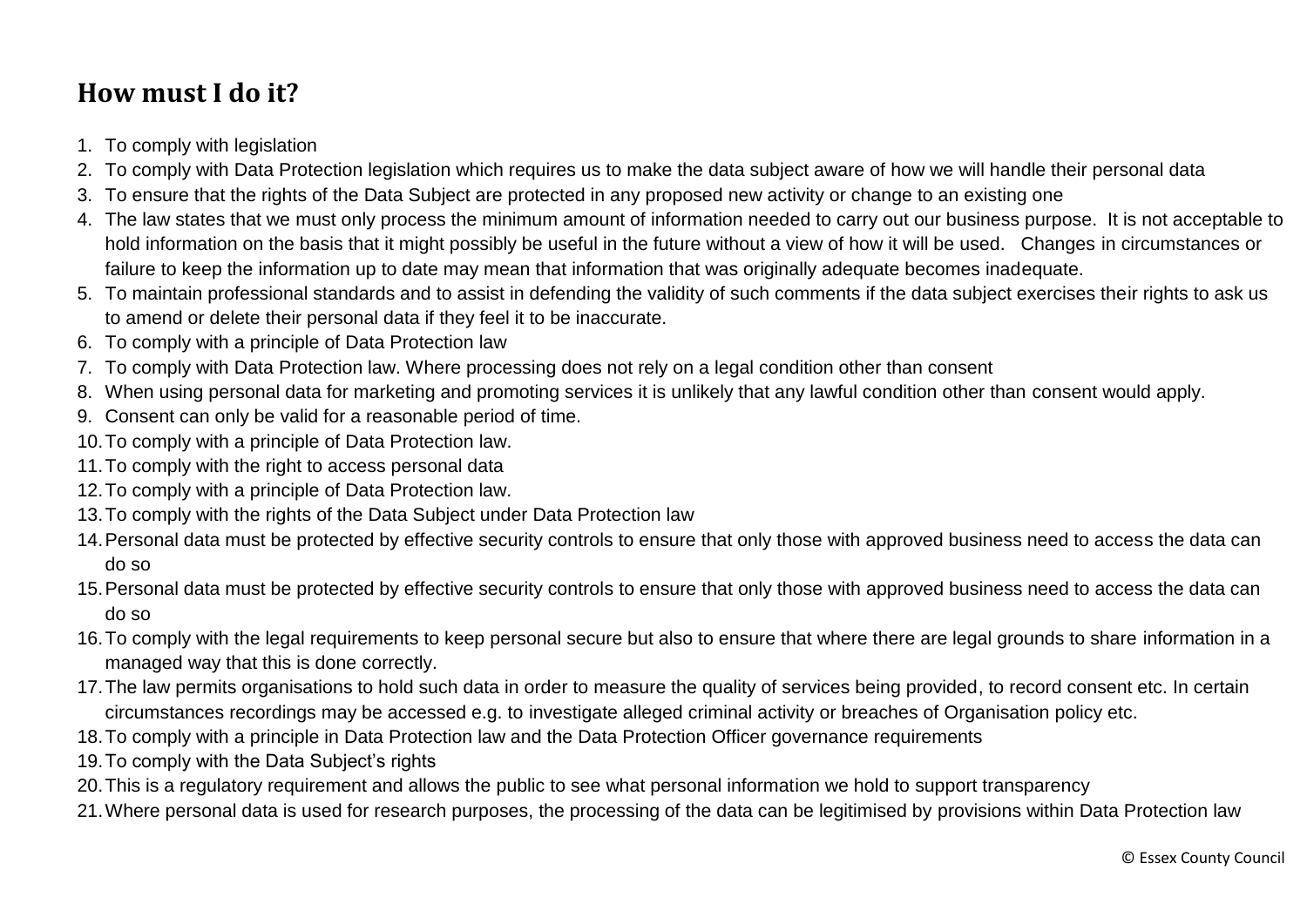## How must I do it?

1. To comply with legislation
2. To comply with Data Protection legislation which requires us to make the data subject aware of how we will handle their personal data
3. To ensure that the rights of the Data Subject are protected in any proposed new activity or change to an existing one
4. The law states that we must only process the minimum amount of information needed to carry out our business purpose. It is not acceptable to hold information on the basis that it might possibly be useful in the future without a view of how it will be used. Changes in circumstances or failure to keep the information up to date may mean that information that was originally adequate becomes inadequate.
5. To maintain professional standards and to assist in defending the validity of such comments if the data subject exercises their rights to ask us to amend or delete their personal data if they feel it to be inaccurate.
6. To comply with a principle of Data Protection law
7. To comply with Data Protection law. Where processing does not rely on a legal condition other than consent
8. When using personal data for marketing and promoting services it is unlikely that any lawful condition other than consent would apply.
9. Consent can only be valid for a reasonable period of time.
10. To comply with a principle of Data Protection law.
11. To comply with the right to access personal data
12. To comply with a principle of Data Protection law.
13. To comply with the rights of the Data Subject under Data Protection law
14. Personal data must be protected by effective security controls to ensure that only those with approved business need to access the data can do so
15. Personal data must be protected by effective security controls to ensure that only those with approved business need to access the data can do so
16. To comply with the legal requirements to keep personal secure but also to ensure that where there are legal grounds to share information in a managed way that this is done correctly.
17. The law permits organisations to hold such data in order to measure the quality of services being provided, to record consent etc. In certain circumstances recordings may be accessed e.g. to investigate alleged criminal activity or breaches of Organisation policy etc.
18. To comply with a principle in Data Protection law and the Data Protection Officer governance requirements
19. To comply with the Data Subject's rights
20. This is a regulatory requirement and allows the public to see what personal information we hold to support transparency
21. Where personal data is used for research purposes, the processing of the data can be legitimised by provisions within Data Protection law

© Essex County Council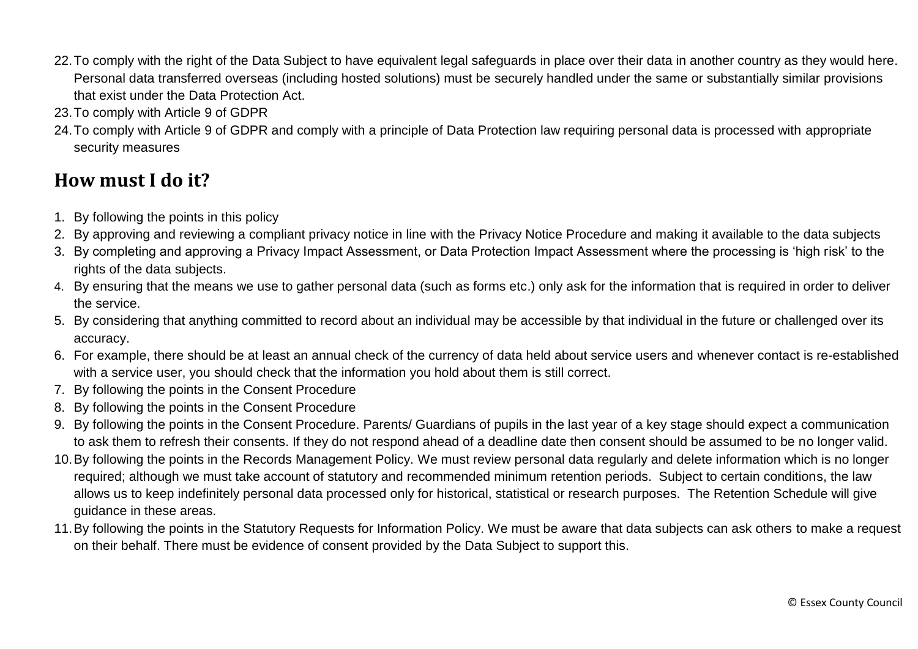22. To comply with the right of the Data Subject to have equivalent legal safeguards in place over their data in another country as they would here. Personal data transferred overseas (including hosted solutions) must be securely handled under the same or substantially similar provisions that exist under the Data Protection Act.
23. To comply with Article 9 of GDPR
24. To comply with Article 9 of GDPR and comply with a principle of Data Protection law requiring personal data is processed with appropriate security measures

## How must I do it?

1. By following the points in this policy
2. By approving and reviewing a compliant privacy notice in line with the Privacy Notice Procedure and making it available to the data subjects
3. By completing and approving a Privacy Impact Assessment, or Data Protection Impact Assessment where the processing is 'high risk' to the rights of the data subjects.
4. By ensuring that the means we use to gather personal data (such as forms etc.) only ask for the information that is required in order to deliver the service.
5. By considering that anything committed to record about an individual may be accessible by that individual in the future or challenged over its accuracy.
6. For example, there should be at least an annual check of the currency of data held about service users and whenever contact is re-established with a service user, you should check that the information you hold about them is still correct.
7. By following the points in the Consent Procedure
8. By following the points in the Consent Procedure
9. By following the points in the Consent Procedure. Parents/ Guardians of pupils in the last year of a key stage should expect a communication to ask them to refresh their consents. If they do not respond ahead of a deadline date then consent should be assumed to be no longer valid.
10. By following the points in the Records Management Policy. We must review personal data regularly and delete information which is no longer required; although we must take account of statutory and recommended minimum retention periods. Subject to certain conditions, the law allows us to keep indefinitely personal data processed only for historical, statistical or research purposes. The Retention Schedule will give guidance in these areas.
11. By following the points in the Statutory Requests for Information Policy. We must be aware that data subjects can ask others to make a request on their behalf. There must be evidence of consent provided by the Data Subject to support this.

© Essex County Council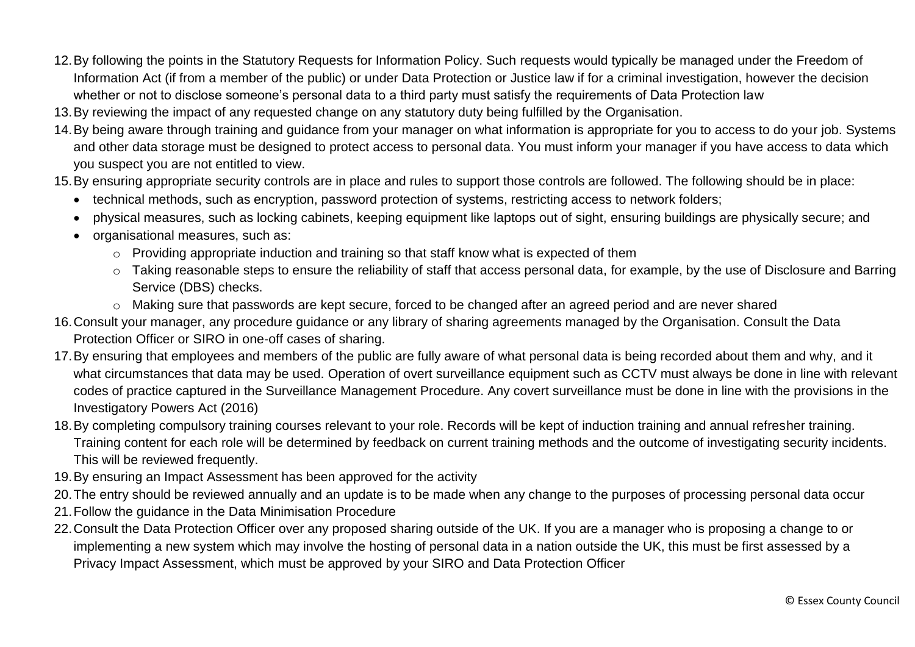12. By following the points in the Statutory Requests for Information Policy. Such requests would typically be managed under the Freedom of Information Act (if from a member of the public) or under Data Protection or Justice law if for a criminal investigation, however the decision whether or not to disclose someone's personal data to a third party must satisfy the requirements of Data Protection law
13. By reviewing the impact of any requested change on any statutory duty being fulfilled by the Organisation.
14. By being aware through training and guidance from your manager on what information is appropriate for you to access to do your job. Systems and other data storage must be designed to protect access to personal data. You must inform your manager if you have access to data which you suspect you are not entitled to view.
15. By ensuring appropriate security controls are in place and rules to support those controls are followed. The following should be in place:
    - technical methods, such as encryption, password protection of systems, restricting access to network folders;
    - physical measures, such as locking cabinets, keeping equipment like laptops out of sight, ensuring buildings are physically secure; and
    - organisational measures, such as:
        - Providing appropriate induction and training so that staff know what is expected of them
        - Taking reasonable steps to ensure the reliability of staff that access personal data, for example, by the use of Disclosure and Barring Service (DBS) checks.
        - Making sure that passwords are kept secure, forced to be changed after an agreed period and are never shared
16. Consult your manager, any procedure guidance or any library of sharing agreements managed by the Organisation. Consult the Data Protection Officer or SIRO in one-off cases of sharing.
17. By ensuring that employees and members of the public are fully aware of what personal data is being recorded about them and why, and it what circumstances that data may be used. Operation of overt surveillance equipment such as CCTV must always be done in line with relevant codes of practice captured in the Surveillance Management Procedure. Any covert surveillance must be done in line with the provisions in the Investigatory Powers Act (2016)
18. By completing compulsory training courses relevant to your role. Records will be kept of induction training and annual refresher training. Training content for each role will be determined by feedback on current training methods and the outcome of investigating security incidents. This will be reviewed frequently.
19. By ensuring an Impact Assessment has been approved for the activity
20. The entry should be reviewed annually and an update is to be made when any change to the purposes of processing personal data occur
21. Follow the guidance in the Data Minimisation Procedure
22. Consult the Data Protection Officer over any proposed sharing outside of the UK. If you are a manager who is proposing a change to or implementing a new system which may involve the hosting of personal data in a nation outside the UK, this must be first assessed by a Privacy Impact Assessment, which must be approved by your SIRO and Data Protection Officer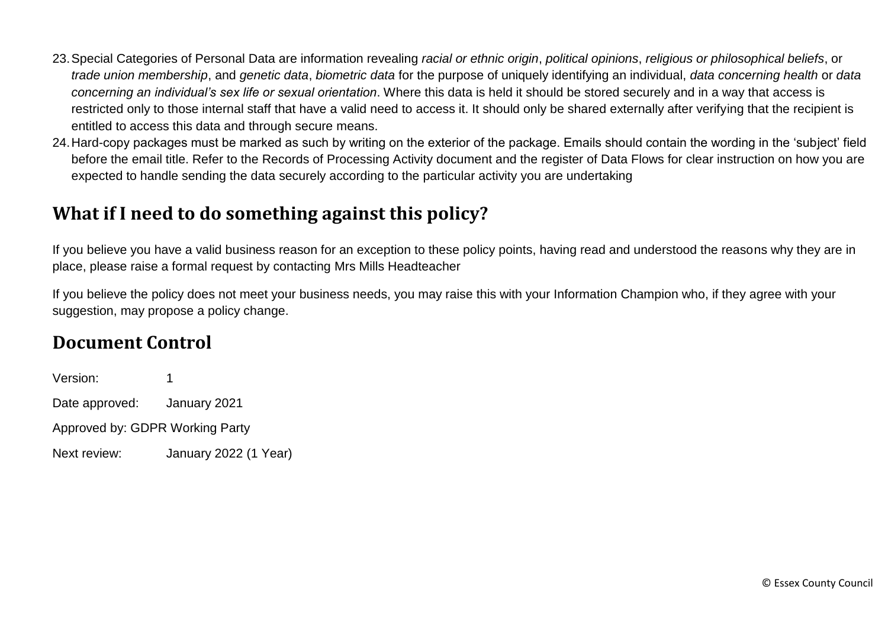23. Special Categories of Personal Data are information revealing *racial or ethnic origin*, *political opinions*, *religious or philosophical beliefs*, or *trade union membership*, and *genetic data*, *biometric data* for the purpose of uniquely identifying an individual, *data concerning health* or *data concerning an individual's sex life or sexual orientation*. Where this data is held it should be stored securely and in a way that access is restricted only to those internal staff that have a valid need to access it. It should only be shared externally after verifying that the recipient is entitled to access this data and through secure means.
24. Hard-copy packages must be marked as such by writing on the exterior of the package. Emails should contain the wording in the 'subject' field before the email title. Refer to the Records of Processing Activity document and the register of Data Flows for clear instruction on how you are expected to handle sending the data securely according to the particular activity you are undertaking

## What if I need to do something against this policy?

If you believe you have a valid business reason for an exception to these policy points, having read and understood the reasons why they are in place, please raise a formal request by contacting Mrs Mills Headteacher

If you believe the policy does not meet your business needs, you may raise this with your Information Champion who, if they agree with your suggestion, may propose a policy change.

## Document Control

Version: 1

Date approved: January 2021

Approved by: GDPR Working Party

Next review: January 2022 (1 Year)

© Essex County Council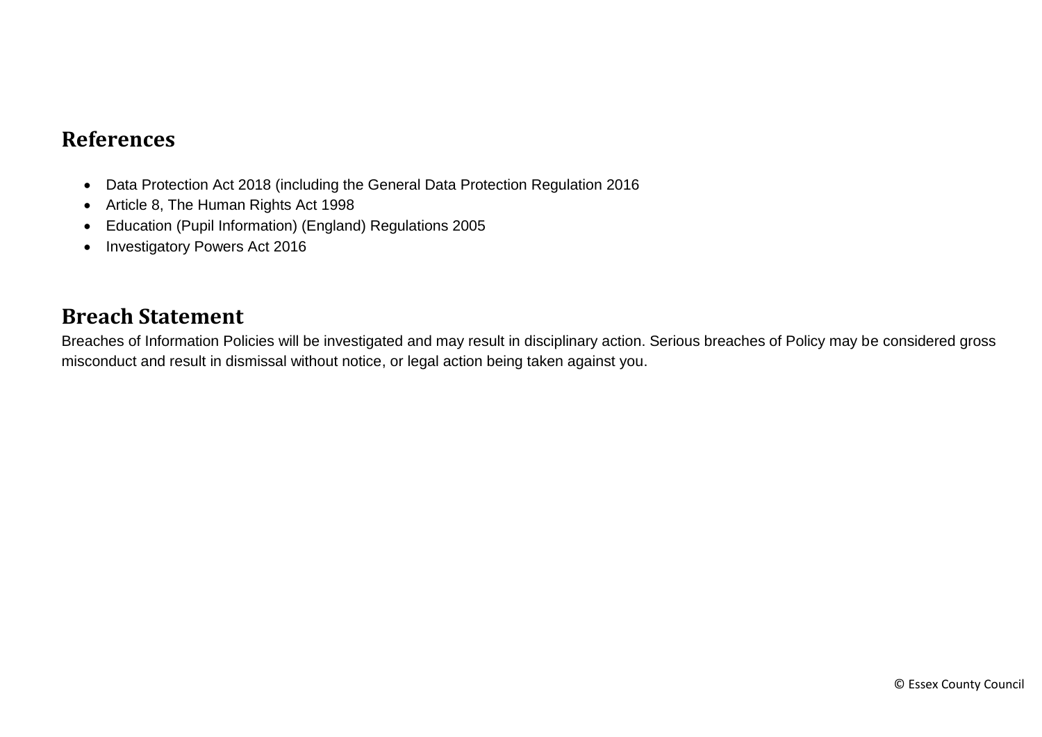## References

- Data Protection Act 2018 (including the General Data Protection Regulation 2016
- Article 8, The Human Rights Act 1998
- Education (Pupil Information) (England) Regulations 2005
- Investigatory Powers Act 2016

## Breach Statement

Breaches of Information Policies will be investigated and may result in disciplinary action. Serious breaches of Policy may be considered gross misconduct and result in dismissal without notice, or legal action being taken against you.

© Essex County Council